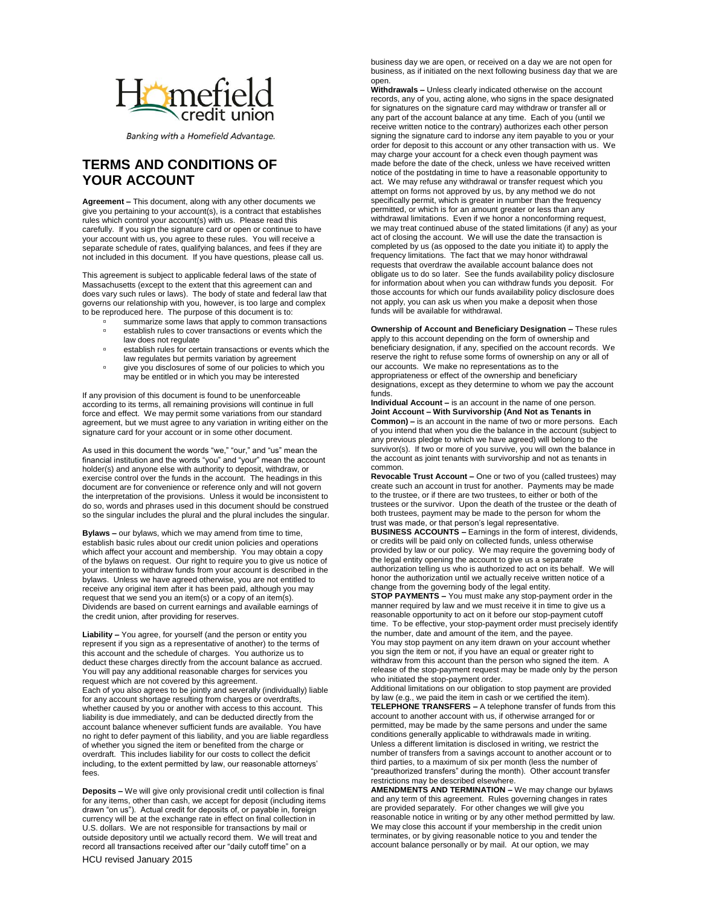Homefield credit union

Banking with a Homefield Advantage.

# TERMS AND CONDITIONS OF YOUR ACCOUNT

**Agreement –** This document, along with any other documents we give you pertaining to your account(s), is a contract that establishes rules which control your account(s) with us. Please read this carefully. If you sign the signature card or open or continue to have your account with us, you agree to these rules. You will receive a separate schedule of rates, qualifying balances, and fees if they are not included in this document. If you have questions, please call us.

This agreement is subject to applicable federal laws of the state of Massachusetts (except to the extent that this agreement can and does vary such rules or laws). The body of state and federal law that governs our relationship with you, however, is too large and complex to be reproduced here. The purpose of this document is to:

- summarize some laws that apply to common transactions
- establish rules to cover transactions or events which the law does not regulate
- establish rules for certain transactions or events which the law regulates but permits variation by agreement
- give you disclosures of some of our policies to which you may be entitled or in which you may be interested

If any provision of this document is found to be unenforceable according to its terms, all remaining provisions will continue in full force and effect. We may permit some variations from our standard agreement, but we must agree to any variation in writing either on the signature card for your account or in some other document.

As used in this document the words "we," "our," and "us" mean the financial institution and the words "you" and "your" mean the account holder(s) and anyone else with authority to deposit, withdraw, or exercise control over the funds in the account. The headings in this document are for convenience or reference only and will not govern the interpretation of the provisions. Unless it would be inconsistent to do so, words and phrases used in this document should be construed so the singular includes the plural and the plural includes the singular.

**Bylaws –** our bylaws, which we may amend from time to time, establish basic rules about our credit union policies and operations which affect your account and membership. You may obtain a copy of the bylaws on request. Our right to require you to give us notice of your intention to withdraw funds from your account is described in the bylaws. Unless we have agreed otherwise, you are not entitled to receive any original item after it has been paid, although you may request that we send you an item(s) or a copy of an item(s). Dividends are based on current earnings and available earnings of the credit union, after providing for reserves.

**Liability –** You agree, for yourself (and the person or entity you represent if you sign as a representative of another) to the terms of this account and the schedule of charges. You authorize us to deduct these charges directly from the account balance as accrued. You will pay any additional reasonable charges for services you request which are not covered by this agreement.
Each of you also agrees to be jointly and severally (individually) liable for any account shortage resulting from charges or overdrafts, whether caused by you or another with access to this account. This liability is due immediately, and can be deducted directly from the account balance whenever sufficient funds are available. You have no right to defer payment of this liability, and you are liable regardless of whether you signed the item or benefited from the charge or overdraft. This includes liability for our costs to collect the deficit including, to the extent permitted by law, our reasonable attorneys' fees.

**Deposits –** We will give only provisional credit until collection is final for any items, other than cash, we accept for deposit (including items drawn "on us"). Actual credit for deposits of, or payable in, foreign currency will be at the exchange rate in effect on final collection in U.S. dollars. We are not responsible for transactions by mail or outside depository until we actually record them. We will treat and record all transactions received after our "daily cutoff time" on a business day we are open, or received on a day we are not open for business, as if initiated on the next following business day that we are open.

**Withdrawals –** Unless clearly indicated otherwise on the account records, any of you, acting alone, who signs in the space designated for signatures on the signature card may withdraw or transfer all or any part of the account balance at any time. Each of you (until we receive written notice to the contrary) authorizes each other person signing the signature card to indorse any item payable to you or your order for deposit to this account or any other transaction with us. We may charge your account for a check even though payment was made before the date of the check, unless we have received written notice of the postdating in time to have a reasonable opportunity to act. We may refuse any withdrawal or transfer request which you attempt on forms not approved by us, by any method we do not specifically permit, which is greater in number than the frequency permitted, or which is for an amount greater or less than any withdrawal limitations. Even if we honor a nonconforming request, we may treat continued abuse of the stated limitations (if any) as your act of closing the account. We will use the date the transaction is completed by us (as opposed to the date you initiate it) to apply the frequency limitations. The fact that we may honor withdrawal requests that overdraw the available account balance does not obligate us to do so later. See the funds availability policy disclosure for information about when you can withdraw funds you deposit. For those accounts for which our funds availability policy disclosure does not apply, you can ask us when you make a deposit when those funds will be available for withdrawal.

**Ownership of Account and Beneficiary Designation –** These rules apply to this account depending on the form of ownership and beneficiary designation, if any, specified on the account records. We reserve the right to refuse some forms of ownership on any or all of our accounts. We make no representations as to the appropriateness or effect of the ownership and beneficiary designations, except as they determine to whom we pay the account funds.

**Individual Account –** is an account in the name of one person.

**Joint Account – With Survivorship (And Not as Tenants in Common) –** is an account in the name of two or more persons. Each of you intend that when you die the balance in the account (subject to any previous pledge to which we have agreed) will belong to the survivor(s). If two or more of you survive, you will own the balance in the account as joint tenants with survivorship and not as tenants in common.

**Revocable Trust Account –** One or two of you (called trustees) may create such an account in trust for another. Payments may be made to the trustee, or if there are two trustees, to either or both of the trustees or the survivor. Upon the death of the trustee or the death of both trustees, payment may be made to the person for whom the trust was made, or that person's legal representative.

**BUSINESS ACCOUNTS –** Earnings in the form of interest, dividends, or credits will be paid only on collected funds, unless otherwise provided by law or our policy. We may require the governing body of the legal entity opening the account to give us a separate authorization telling us who is authorized to act on its behalf. We will honor the authorization until we actually receive written notice of a change from the governing body of the legal entity.

**STOP PAYMENTS –** You must make any stop-payment order in the manner required by law and we must receive it in time to give us a reasonable opportunity to act on it before our stop-payment cutoff time. To be effective, your stop-payment order must precisely identify the number, date and amount of the item, and the payee.
You may stop payment on any item drawn on your account whether you sign the item or not, if you have an equal or greater right to withdraw from this account than the person who signed the item. A release of the stop-payment request may be made only by the person who initiated the stop-payment order.
Additional limitations on our obligation to stop payment are provided by law (e.g., we paid the item in cash or we certified the item).

**TELEPHONE TRANSFERS –** A telephone transfer of funds from this account to another account with us, if otherwise arranged for or permitted, may be made by the same persons and under the same conditions generally applicable to withdrawals made in writing. Unless a different limitation is disclosed in writing, we restrict the number of transfers from a savings account to another account or to third parties, to a maximum of six per month (less the number of "preauthorized transfers" during the month). Other account transfer restrictions may be described elsewhere.

**AMENDMENTS AND TERMINATION –** We may change our bylaws and any term of this agreement. Rules governing changes in rates are provided separately. For other changes we will give you reasonable notice in writing or by any other method permitted by law. We may close this account if your membership in the credit union terminates, or by giving reasonable notice to you and tender the account balance personally or by mail. At our option, we may

HCU revised January 2015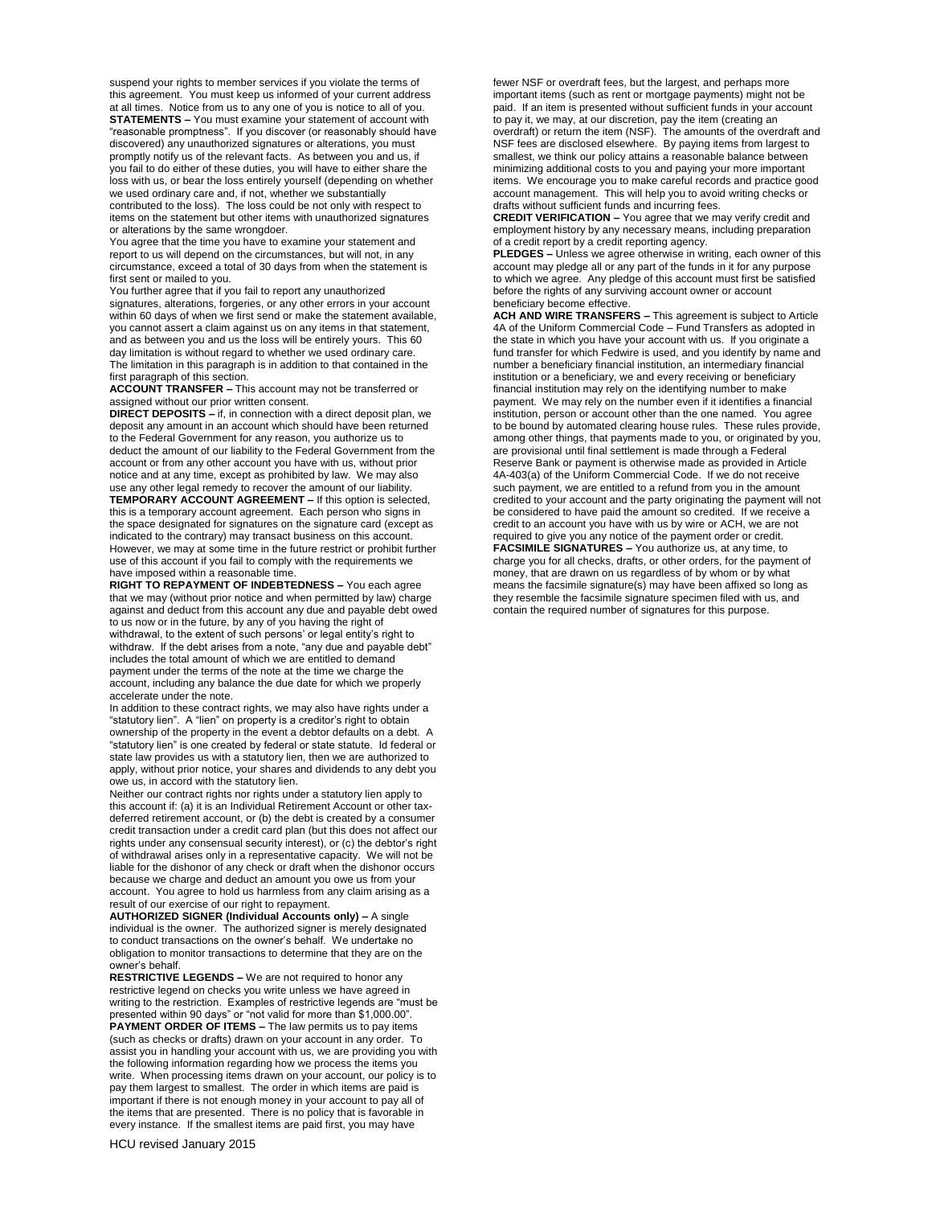suspend your rights to member services if you violate the terms of this agreement. You must keep us informed of your current address at all times. Notice from us to any one of you is notice to all of you.

**STATEMENTS –** You must examine your statement of account with "reasonable promptness". If you discover (or reasonably should have discovered) any unauthorized signatures or alterations, you must promptly notify us of the relevant facts. As between you and us, if you fail to do either of these duties, you will have to either share the loss with us, or bear the loss entirely yourself (depending on whether we used ordinary care and, if not, whether we substantially contributed to the loss). The loss could be not only with respect to items on the statement but other items with unauthorized signatures or alterations by the same wrongdoer.

You agree that the time you have to examine your statement and report to us will depend on the circumstances, but will not, in any circumstance, exceed a total of 30 days from when the statement is first sent or mailed to you.

You further agree that if you fail to report any unauthorized signatures, alterations, forgeries, or any other errors in your account within 60 days of when we first send or make the statement available, you cannot assert a claim against us on any items in that statement, and as between you and us the loss will be entirely yours. This 60 day limitation is without regard to whether we used ordinary care. The limitation in this paragraph is in addition to that contained in the first paragraph of this section.

**ACCOUNT TRANSFER –** This account may not be transferred or assigned without our prior written consent.

**DIRECT DEPOSITS –** if, in connection with a direct deposit plan, we deposit any amount in an account which should have been returned to the Federal Government for any reason, you authorize us to deduct the amount of our liability to the Federal Government from the account or from any other account you have with us, without prior notice and at any time, except as prohibited by law. We may also use any other legal remedy to recover the amount of our liability.

**TEMPORARY ACCOUNT AGREEMENT –** If this option is selected, this is a temporary account agreement. Each person who signs in the space designated for signatures on the signature card (except as indicated to the contrary) may transact business on this account. However, we may at some time in the future restrict or prohibit further use of this account if you fail to comply with the requirements we have imposed within a reasonable time.

**RIGHT TO REPAYMENT OF INDEBTEDNESS –** You each agree that we may (without prior notice and when permitted by law) charge against and deduct from this account any due and payable debt owed to us now or in the future, by any of you having the right of withdrawal, to the extent of such persons' or legal entity's right to withdraw. If the debt arises from a note, "any due and payable debt" includes the total amount of which we are entitled to demand payment under the terms of the note at the time we charge the account, including any balance the due date for which we properly accelerate under the note.

In addition to these contract rights, we may also have rights under a "statutory lien". A "lien" on property is a creditor's right to obtain ownership of the property in the event a debtor defaults on a debt. A "statutory lien" is one created by federal or state statute. Id federal or state law provides us with a statutory lien, then we are authorized to apply, without prior notice, your shares and dividends to any debt you owe us, in accord with the statutory lien.

Neither our contract rights nor rights under a statutory lien apply to this account if: (a) it is an Individual Retirement Account or other tax-deferred retirement account, or (b) the debt is created by a consumer credit transaction under a credit card plan (but this does not affect our rights under any consensual security interest), or (c) the debtor's right of withdrawal arises only in a representative capacity. We will not be liable for the dishonor of any check or draft when the dishonor occurs because we charge and deduct an amount you owe us from your account. You agree to hold us harmless from any claim arising as a result of our exercise of our right to repayment.

**AUTHORIZED SIGNER (Individual Accounts only) –** A single individual is the owner. The authorized signer is merely designated to conduct transactions on the owner's behalf. We undertake no obligation to monitor transactions to determine that they are on the owner's behalf.

**RESTRICTIVE LEGENDS –** We are not required to honor any restrictive legend on checks you write unless we have agreed in writing to the restriction. Examples of restrictive legends are "must be presented within 90 days" or "not valid for more than $1,000.00".

**PAYMENT ORDER OF ITEMS –** The law permits us to pay items (such as checks or drafts) drawn on your account in any order. To assist you in handling your account with us, we are providing you with the following information regarding how we process the items you write. When processing items drawn on your account, our policy is to pay them largest to smallest. The order in which items are paid is important if there is not enough money in your account to pay all of the items that are presented. There is no policy that is favorable in every instance. If the smallest items are paid first, you may have fewer NSF or overdraft fees, but the largest, and perhaps more important items (such as rent or mortgage payments) might not be paid. If an item is presented without sufficient funds in your account to pay it, we may, at our discretion, pay the item (creating an overdraft) or return the item (NSF). The amounts of the overdraft and NSF fees are disclosed elsewhere. By paying items from largest to smallest, we think our policy attains a reasonable balance between minimizing additional costs to you and paying your more important items. We encourage you to make careful records and practice good account management. This will help you to avoid writing checks or drafts without sufficient funds and incurring fees.

**CREDIT VERIFICATION –** You agree that we may verify credit and employment history by any necessary means, including preparation of a credit report by a credit reporting agency.

**PLEDGES –** Unless we agree otherwise in writing, each owner of this account may pledge all or any part of the funds in it for any purpose to which we agree. Any pledge of this account must first be satisfied before the rights of any surviving account owner or account beneficiary become effective.

**ACH AND WIRE TRANSFERS –** This agreement is subject to Article 4A of the Uniform Commercial Code – Fund Transfers as adopted in the state in which you have your account with us. If you originate a fund transfer for which Fedwire is used, and you identify by name and number a beneficiary financial institution, an intermediary financial institution or a beneficiary, we and every receiving or beneficiary financial institution may rely on the identifying number to make payment. We may rely on the number even if it identifies a financial institution, person or account other than the one named. You agree to be bound by automated clearing house rules. These rules provide, among other things, that payments made to you, or originated by you, are provisional until final settlement is made through a Federal Reserve Bank or payment is otherwise made as provided in Article 4A-403(a) of the Uniform Commercial Code. If we do not receive such payment, we are entitled to a refund from you in the amount credited to your account and the party originating the payment will not be considered to have paid the amount so credited. If we receive a credit to an account you have with us by wire or ACH, we are not required to give you any notice of the payment order or credit.

**FACSIMILE SIGNATURES –** You authorize us, at any time, to charge you for all checks, drafts, or other orders, for the payment of money, that are drawn on us regardless of by whom or by what means the facsimile signature(s) may have been affixed so long as they resemble the facsimile signature specimen filed with us, and contain the required number of signatures for this purpose.

HCU revised January 2015